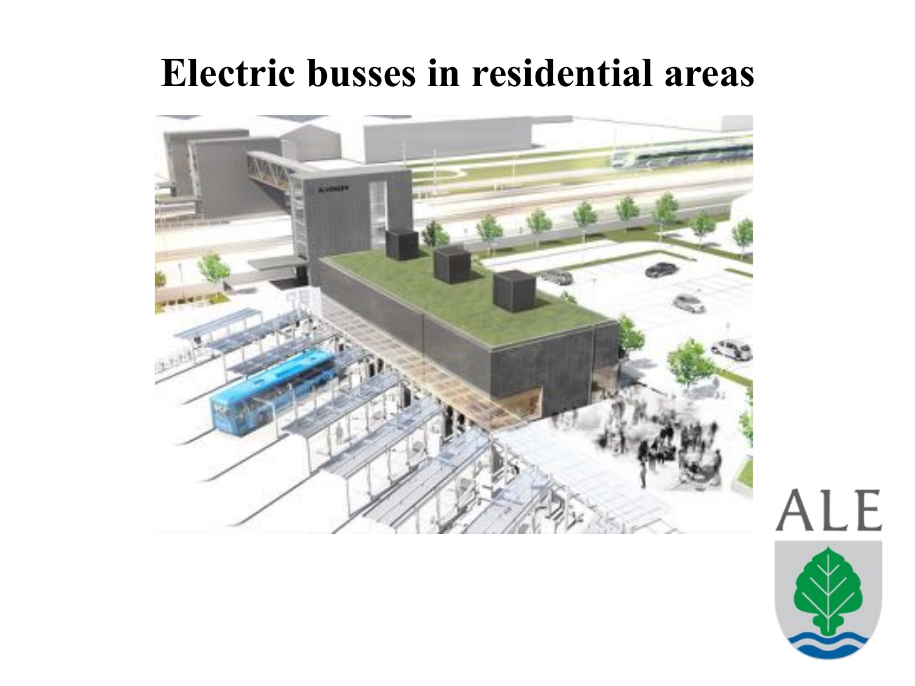# Electric busses in residential areas

ALE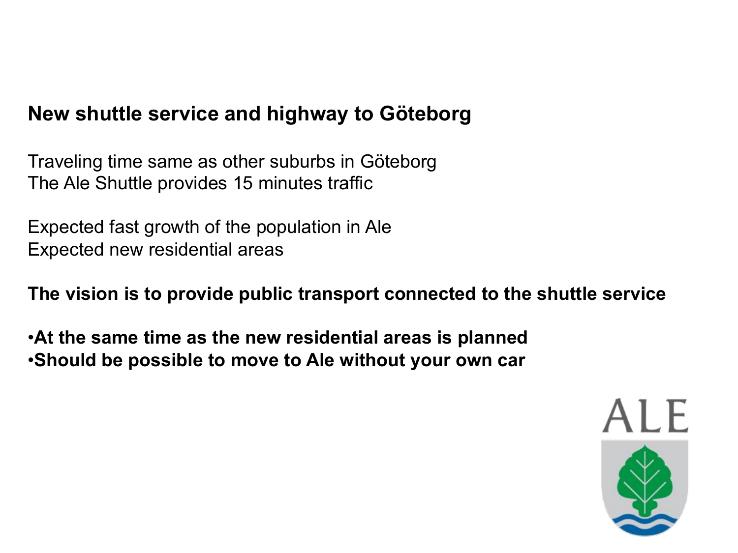## New shuttle service and highway to Göteborg

Traveling time same as other suburbs in Göteborg
The Ale Shuttle provides 15 minutes traffic

Expected fast growth of the population in Ale
Expected new residential areas

**The vision is to provide public transport connected to the shuttle service**

- **At the same time as the new residential areas is planned**
- **Should be possible to move to Ale without your own car**

ALE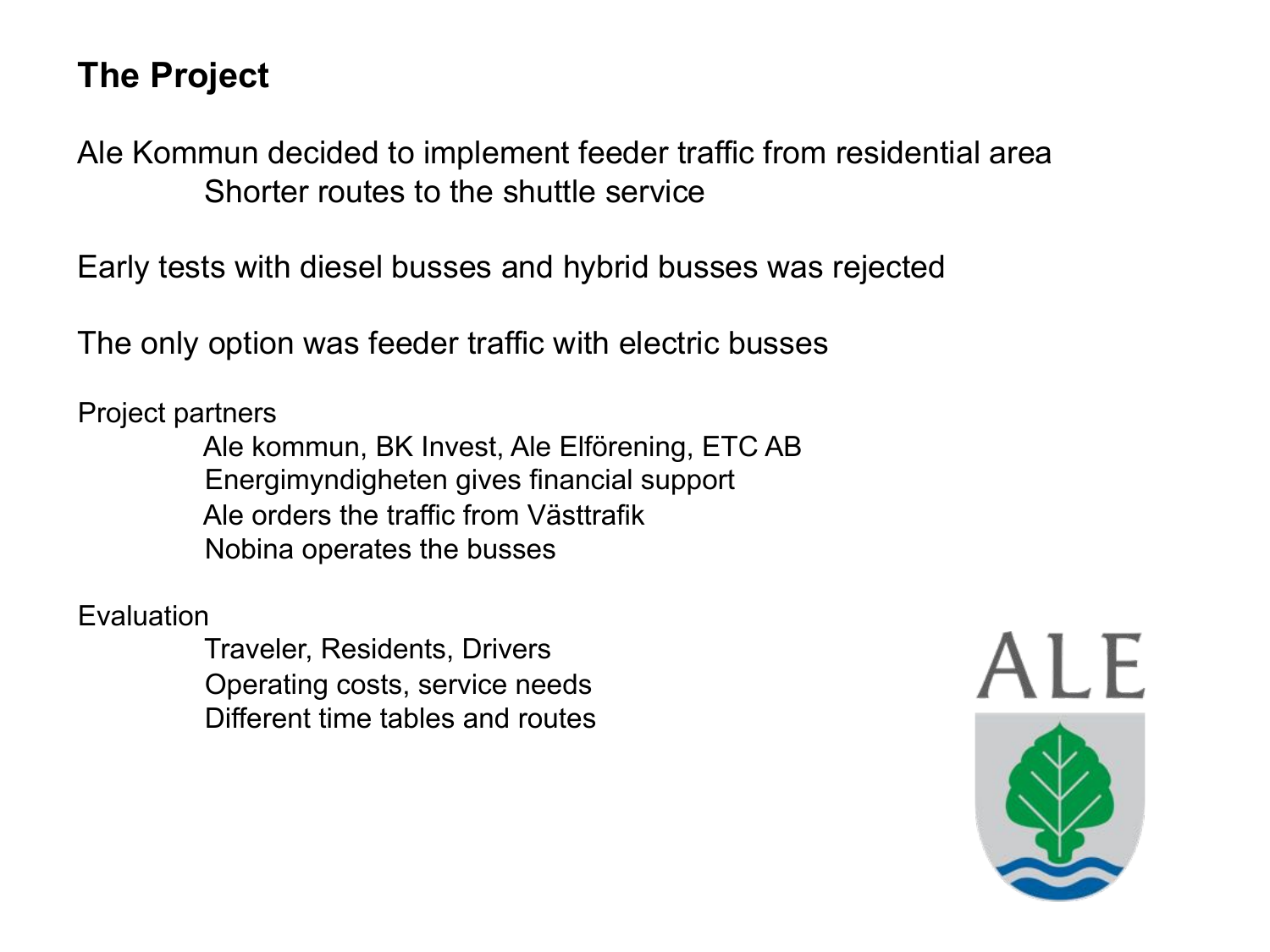# The Project

Ale Kommun decided to implement feeder traffic from residential area
- Shorter routes to the shuttle service

Early tests with diesel busses and hybrid busses was rejected

The only option was feeder traffic with electric busses

Project partners
- Ale kommun, BK Invest, Ale Elförening, ETC AB
- Energimyndigheten gives financial support
- Ale orders the traffic from Västtrafik
- Nobina operates the busses

Evaluation
- Traveler, Residents, Drivers
- Operating costs, service needs
- Different time tables and routes

ALE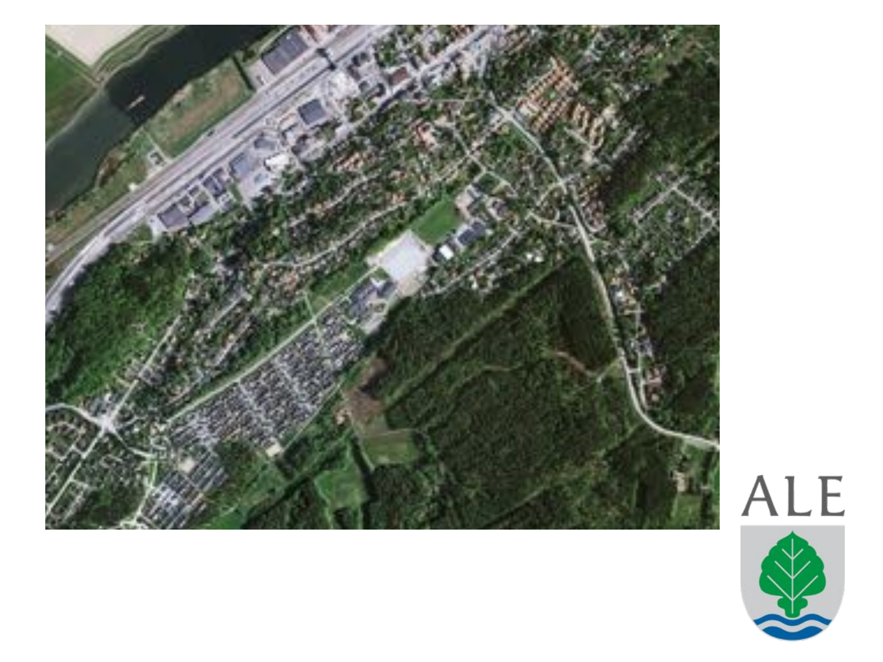ALE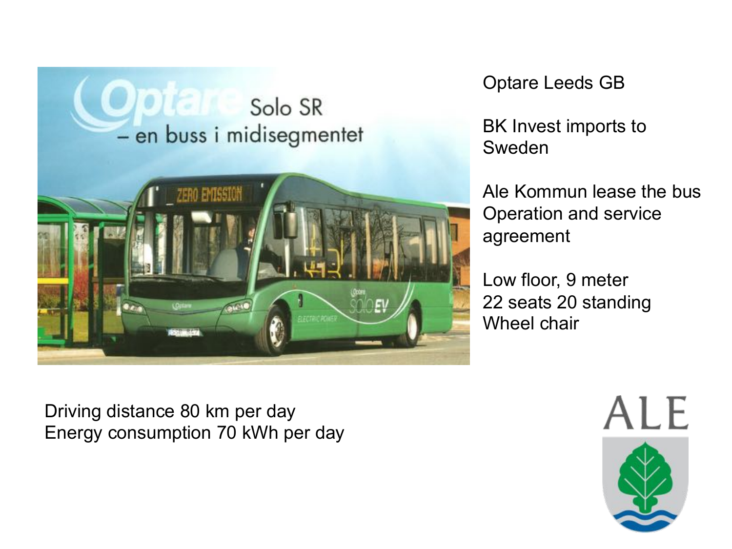Optare Leeds GB

BK Invest imports to Sweden

Ale Kommun lease the bus
Operation and service agreement

Low floor, 9 meter
22 seats 20 standing
Wheel chair

Driving distance 80 km per day
Energy consumption 70 kWh per day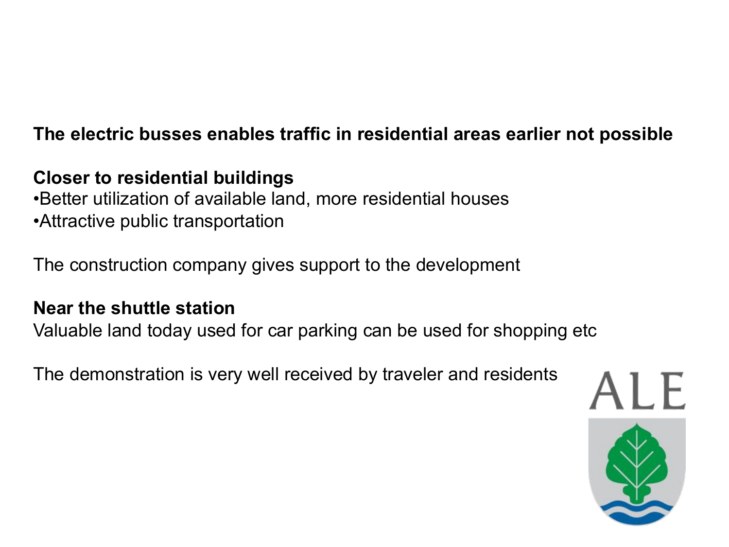**The electric busses enables traffic in residential areas earlier not possible**

**Closer to residential buildings**

- Better utilization of available land, more residential houses
- Attractive public transportation

The construction company gives support to the development

**Near the shuttle station**

Valuable land today used for car parking can be used for shopping etc

The demonstration is very well received by traveler and residents

ALE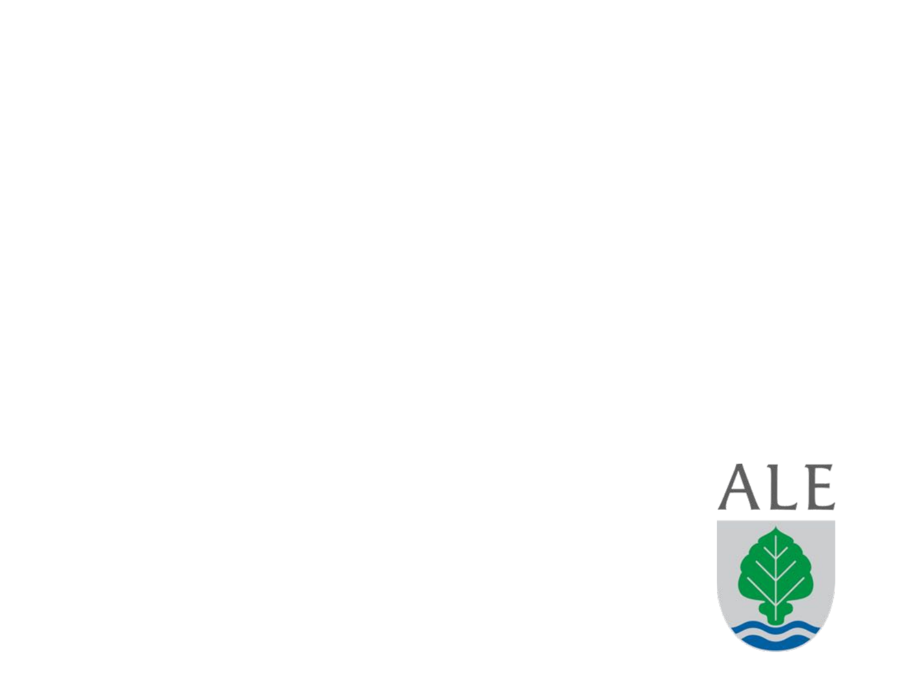ALE